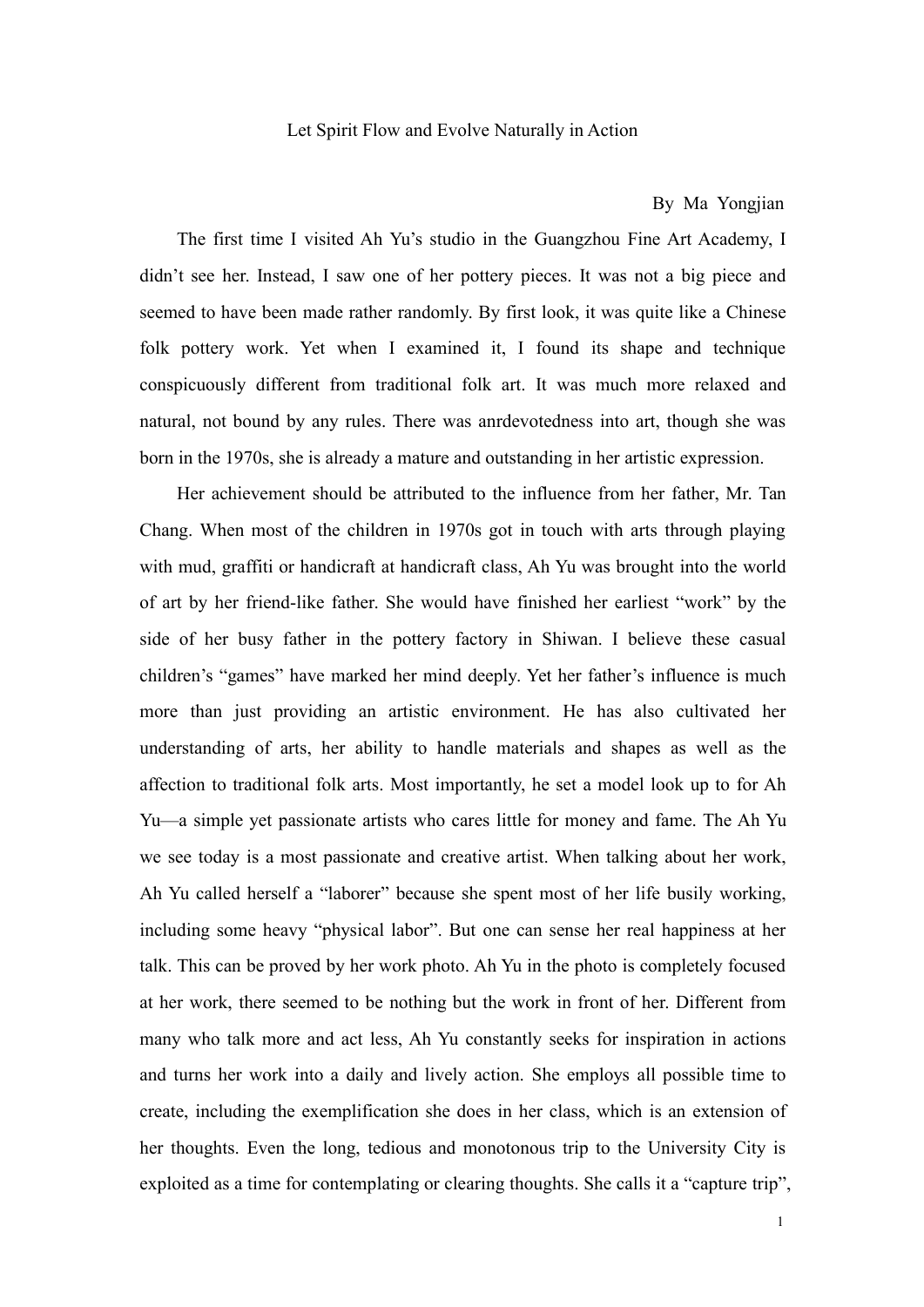# Let Spirit Flow and Evolve Naturally in Action

By Ma Yongjian

The first time I visited Ah Yu's studio in the Guangzhou Fine Art Academy, I didn't see her. Instead, I saw one of her pottery pieces. It was not a big piece and seemed to have been made rather randomly. By first look, it was quite like a Chinese folk pottery work. Yet when I examined it, I found its shape and technique conspicuously different from traditional folk art. It was much more relaxed and natural, not bound by any rules. There was anrdevotedness into art, though she was born in the 1970s, she is already a mature and outstanding in her artistic expression.

Her achievement should be attributed to the influence from her father, Mr. Tan Chang. When most of the children in 1970s got in touch with arts through playing with mud, graffiti or handicraft at handicraft class, Ah Yu was brought into the world of art by her friend-like father. She would have finished her earliest "work" by the side of her busy father in the pottery factory in Shiwan. I believe these casual children's "games" have marked her mind deeply. Yet her father's influence is much more than just providing an artistic environment. He has also cultivated her understanding of arts, her ability to handle materials and shapes as well as the affection to traditional folk arts. Most importantly, he set a model look up to for Ah Yu—a simple yet passionate artists who cares little for money and fame. The Ah Yu we see today is a most passionate and creative artist. When talking about her work, Ah Yu called herself a "laborer" because she spent most of her life busily working, including some heavy "physical labor". But one can sense her real happiness at her talk. This can be proved by her work photo. Ah Yu in the photo is completely focused at her work, there seemed to be nothing but the work in front of her. Different from many who talk more and act less, Ah Yu constantly seeks for inspiration in actions and turns her work into a daily and lively action. She employs all possible time to create, including the exemplification she does in her class, which is an extension of her thoughts. Even the long, tedious and monotonous trip to the University City is exploited as a time for contemplating or clearing thoughts. She calls it a "capture trip",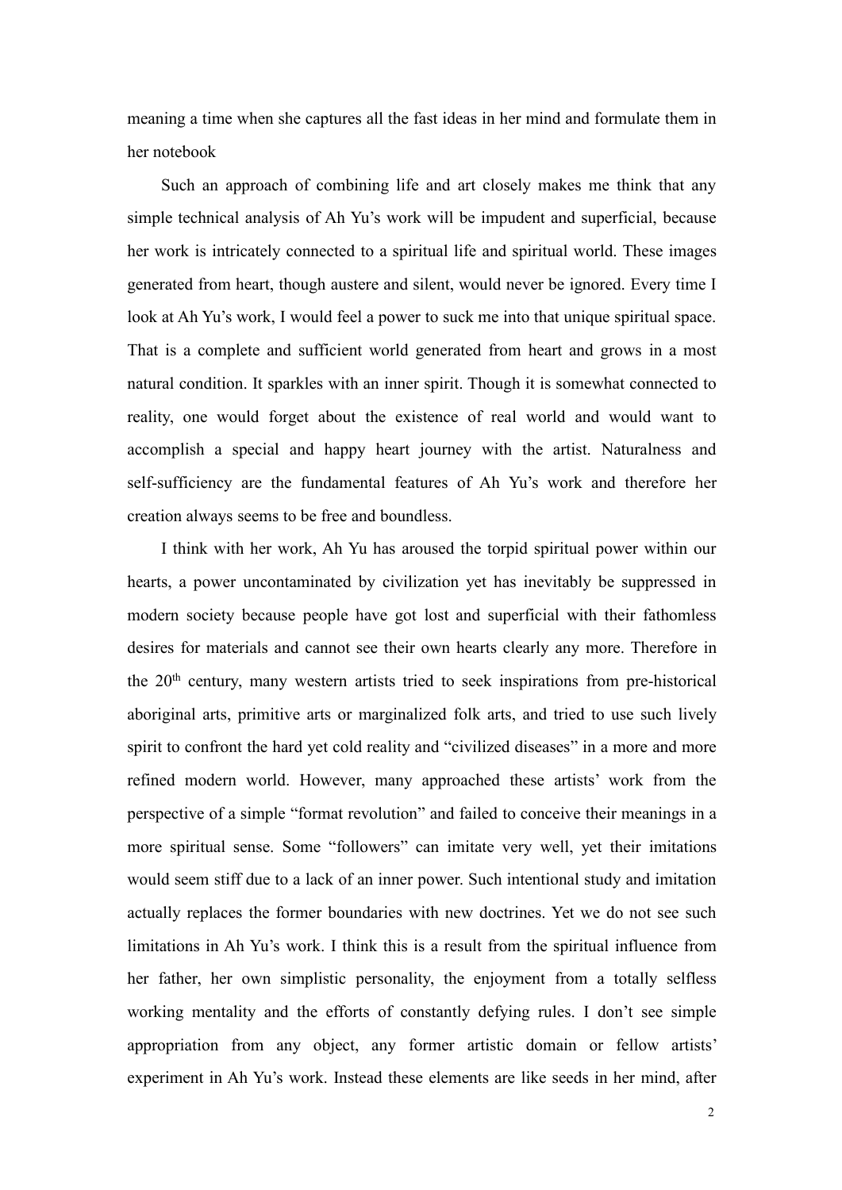meaning a time when she captures all the fast ideas in her mind and formulate them in her notebook

Such an approach of combining life and art closely makes me think that any simple technical analysis of Ah Yu's work will be impudent and superficial, because her work is intricately connected to a spiritual life and spiritual world. These images generated from heart, though austere and silent, would never be ignored. Every time I look at Ah Yu's work, I would feel a power to suck me into that unique spiritual space. That is a complete and sufficient world generated from heart and grows in a most natural condition. It sparkles with an inner spirit. Though it is somewhat connected to reality, one would forget about the existence of real world and would want to accomplish a special and happy heart journey with the artist. Naturalness and self-sufficiency are the fundamental features of Ah Yu's work and therefore her creation always seems to be free and boundless.

I think with her work, Ah Yu has aroused the torpid spiritual power within our hearts, a power uncontaminated by civilization yet has inevitably be suppressed in modern society because people have got lost and superficial with their fathomless desires for materials and cannot see their own hearts clearly any more. Therefore in the 20th century, many western artists tried to seek inspirations from pre-historical aboriginal arts, primitive arts or marginalized folk arts, and tried to use such lively spirit to confront the hard yet cold reality and "civilized diseases" in a more and more refined modern world. However, many approached these artists' work from the perspective of a simple "format revolution" and failed to conceive their meanings in a more spiritual sense. Some "followers" can imitate very well, yet their imitations would seem stiff due to a lack of an inner power. Such intentional study and imitation actually replaces the former boundaries with new doctrines. Yet we do not see such limitations in Ah Yu's work. I think this is a result from the spiritual influence from her father, her own simplistic personality, the enjoyment from a totally selfless working mentality and the efforts of constantly defying rules. I don't see simple appropriation from any object, any former artistic domain or fellow artists' experiment in Ah Yu's work. Instead these elements are like seeds in her mind, after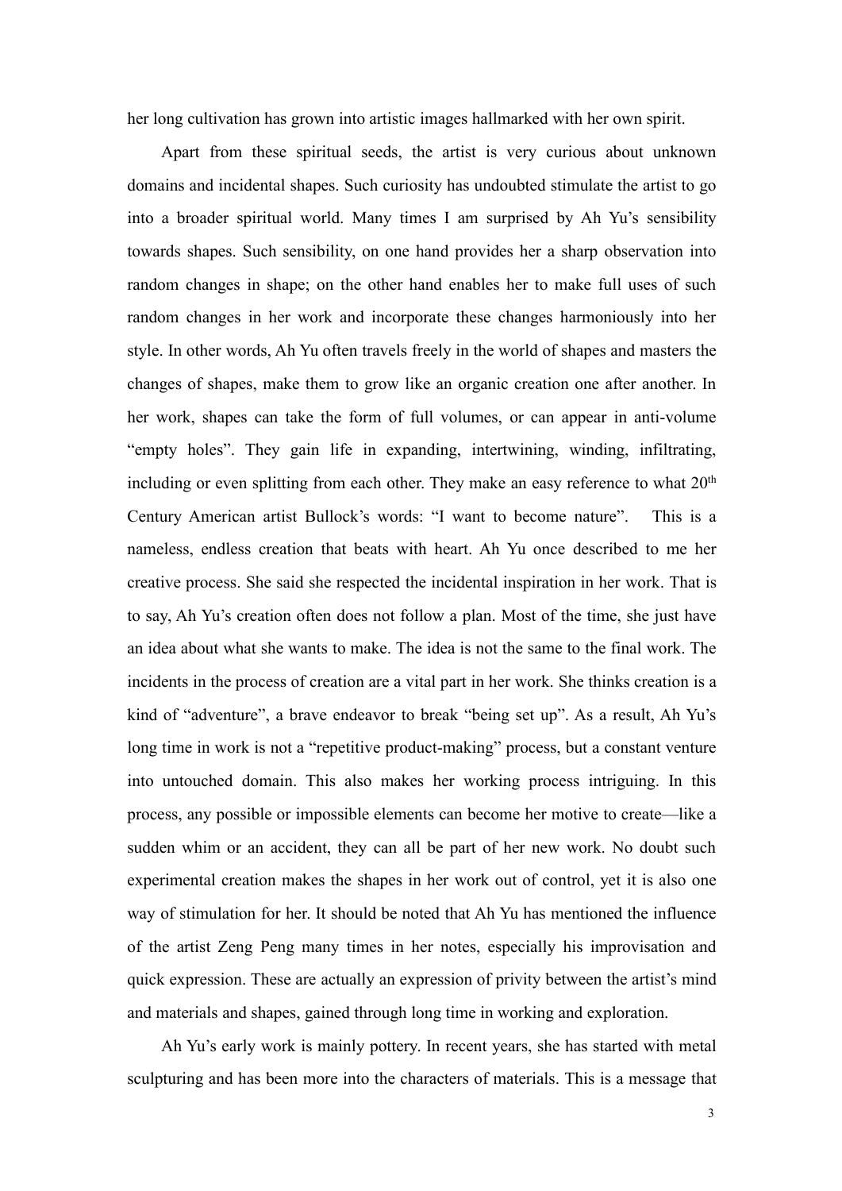her long cultivation has grown into artistic images hallmarked with her own spirit.

Apart from these spiritual seeds, the artist is very curious about unknown domains and incidental shapes. Such curiosity has undoubted stimulate the artist to go into a broader spiritual world. Many times I am surprised by Ah Yu's sensibility towards shapes. Such sensibility, on one hand provides her a sharp observation into random changes in shape; on the other hand enables her to make full uses of such random changes in her work and incorporate these changes harmoniously into her style. In other words, Ah Yu often travels freely in the world of shapes and masters the changes of shapes, make them to grow like an organic creation one after another. In her work, shapes can take the form of full volumes, or can appear in anti-volume "empty holes". They gain life in expanding, intertwining, winding, infiltrating, including or even splitting from each other. They make an easy reference to what 20th Century American artist Bullock's words: "I want to become nature". This is a nameless, endless creation that beats with heart. Ah Yu once described to me her creative process. She said she respected the incidental inspiration in her work. That is to say, Ah Yu's creation often does not follow a plan. Most of the time, she just have an idea about what she wants to make. The idea is not the same to the final work. The incidents in the process of creation are a vital part in her work. She thinks creation is a kind of "adventure", a brave endeavor to break "being set up". As a result, Ah Yu's long time in work is not a "repetitive product-making" process, but a constant venture into untouched domain. This also makes her working process intriguing. In this process, any possible or impossible elements can become her motive to create—like a sudden whim or an accident, they can all be part of her new work. No doubt such experimental creation makes the shapes in her work out of control, yet it is also one way of stimulation for her. It should be noted that Ah Yu has mentioned the influence of the artist Zeng Peng many times in her notes, especially his improvisation and quick expression. These are actually an expression of privity between the artist's mind and materials and shapes, gained through long time in working and exploration.

Ah Yu's early work is mainly pottery. In recent years, she has started with metal sculpturing and has been more into the characters of materials. This is a message that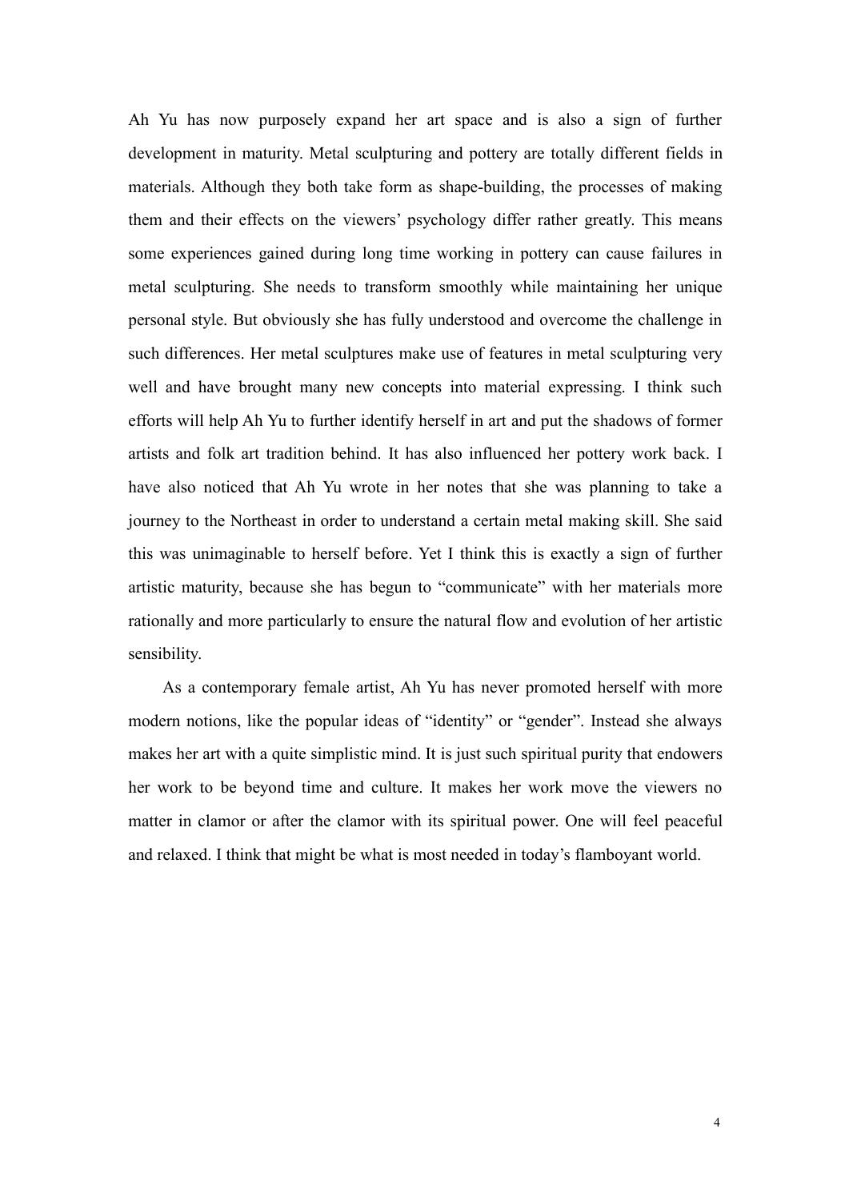Ah Yu has now purposely expand her art space and is also a sign of further development in maturity. Metal sculpturing and pottery are totally different fields in materials. Although they both take form as shape-building, the processes of making them and their effects on the viewers' psychology differ rather greatly. This means some experiences gained during long time working in pottery can cause failures in metal sculpturing. She needs to transform smoothly while maintaining her unique personal style. But obviously she has fully understood and overcome the challenge in such differences. Her metal sculptures make use of features in metal sculpturing very well and have brought many new concepts into material expressing. I think such efforts will help Ah Yu to further identify herself in art and put the shadows of former artists and folk art tradition behind. It has also influenced her pottery work back. I have also noticed that Ah Yu wrote in her notes that she was planning to take a journey to the Northeast in order to understand a certain metal making skill. She said this was unimaginable to herself before. Yet I think this is exactly a sign of further artistic maturity, because she has begun to "communicate" with her materials more rationally and more particularly to ensure the natural flow and evolution of her artistic sensibility.

As a contemporary female artist, Ah Yu has never promoted herself with more modern notions, like the popular ideas of "identity" or "gender". Instead she always makes her art with a quite simplistic mind. It is just such spiritual purity that endowers her work to be beyond time and culture. It makes her work move the viewers no matter in clamor or after the clamor with its spiritual power. One will feel peaceful and relaxed. I think that might be what is most needed in today's flamboyant world.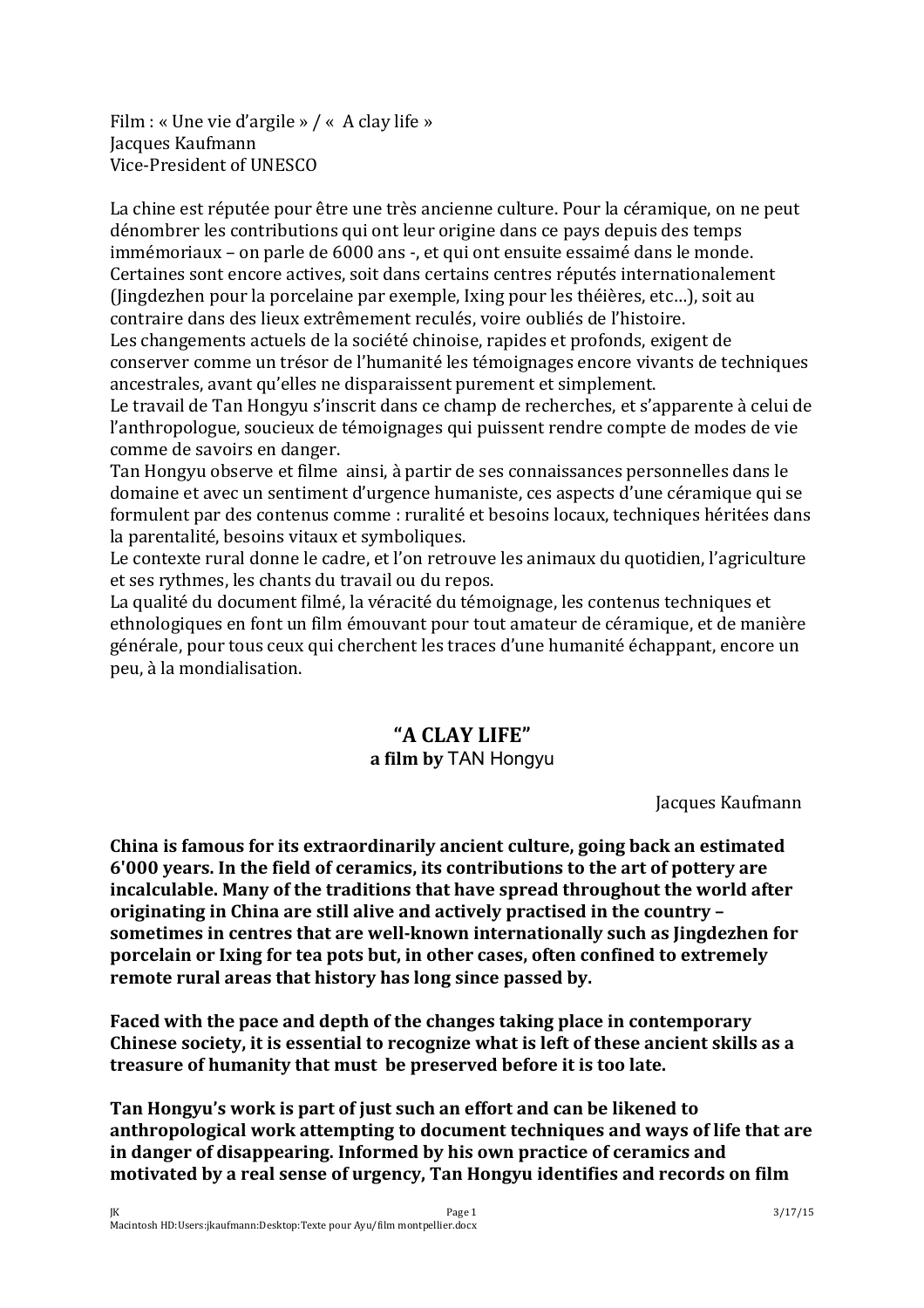Film : « Une vie d'argile » / « A clay life »
Jacques Kaufmann
Vice-President of UNESCO

La chine est réputée pour être une très ancienne culture. Pour la céramique, on ne peut dénombrer les contributions qui ont leur origine dans ce pays depuis des temps immémoriaux – on parle de 6000 ans -, et qui ont ensuite essaimé dans le monde. Certaines sont encore actives, soit dans certains centres réputés internationalement (Jingdezhen pour la porcelaine par exemple, Ixing pour les théières, etc…), soit au contraire dans des lieux extrêmement reculés, voire oubliés de l'histoire.
Les changements actuels de la société chinoise, rapides et profonds, exigent de conserver comme un trésor de l'humanité les témoignages encore vivants de techniques ancestrales, avant qu'elles ne disparaissent purement et simplement.
Le travail de Tan Hongyu s'inscrit dans ce champ de recherches, et s'apparente à celui de l'anthropologue, soucieux de témoignages qui puissent rendre compte de modes de vie comme de savoirs en danger.
Tan Hongyu observe et filme ainsi, à partir de ses connaissances personnelles dans le domaine et avec un sentiment d'urgence humaniste, ces aspects d'une céramique qui se formulent par des contenus comme : ruralité et besoins locaux, techniques héritées dans la parentalité, besoins vitaux et symboliques.
Le contexte rural donne le cadre, et l'on retrouve les animaux du quotidien, l'agriculture et ses rythmes, les chants du travail ou du repos.
La qualité du document filmé, la véracité du témoignage, les contenus techniques et ethnologiques en font un film émouvant pour tout amateur de céramique, et de manière générale, pour tous ceux qui cherchent les traces d'une humanité échappant, encore un peu, à la mondialisation.

## "A CLAY LIFE"

**a film by** TAN Hongyu

Jacques Kaufmann

**China is famous for its extraordinarily ancient culture, going back an estimated 6'000 years. In the field of ceramics, its contributions to the art of pottery are incalculable. Many of the traditions that have spread throughout the world after originating in China are still alive and actively practised in the country – sometimes in centres that are well-known internationally such as Jingdezhen for porcelain or Ixing for tea pots but, in other cases, often confined to extremely remote rural areas that history has long since passed by.**

**Faced with the pace and depth of the changes taking place in contemporary Chinese society, it is essential to recognize what is left of these ancient skills as a treasure of humanity that must be preserved before it is too late.**

**Tan Hongyu's work is part of just such an effort and can be likened to anthropological work attempting to document techniques and ways of life that are in danger of disappearing. Informed by his own practice of ceramics and motivated by a real sense of urgency, Tan Hongyu identifies and records on film**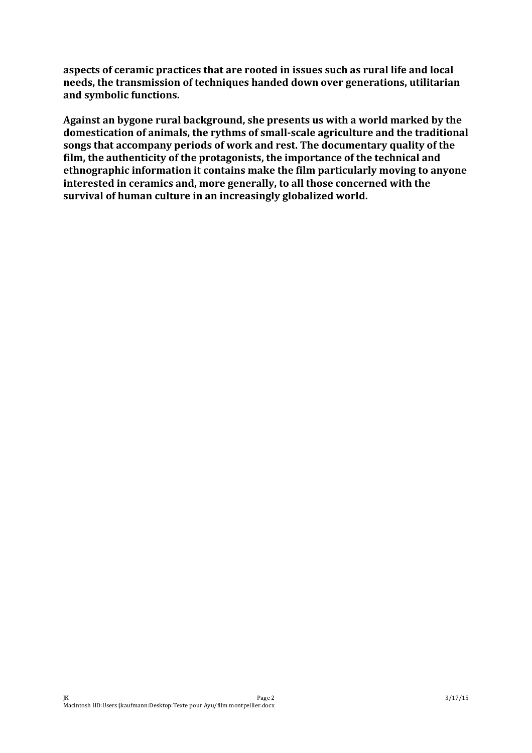**aspects of ceramic practices that are rooted in issues such as rural life and local needs, the transmission of techniques handed down over generations, utilitarian and symbolic functions.**

**Against an bygone rural background, she presents us with a world marked by the domestication of animals, the rythms of small-scale agriculture and the traditional songs that accompany periods of work and rest. The documentary quality of the film, the authenticity of the protagonists, the importance of the technical and ethnographic information it contains make the film particularly moving to anyone interested in ceramics and, more generally, to all those concerned with the survival of human culture in an increasingly globalized world.**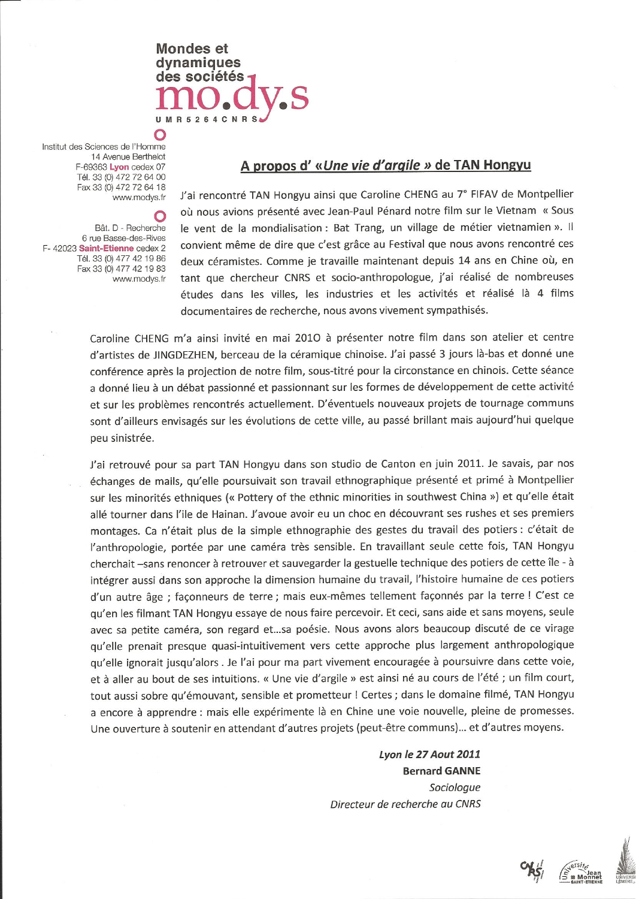Mondes et dynamiques des sociétés
**mo.dy.s**
UMR 5264 CNRS

Institut des Sciences de l'Homme
14 Avenue Berthelot
F-69363 **Lyon** cedex 07
Tél. 33 (0) 472 72 64 00
Fax 33 (0) 472 72 64 18
www.modys.fr

Bât. D - Recherche
6 rue Basse-des-Rives
F- 42023 **Saint-Etienne** cedex 2
Tél. 33 (0) 477 42 19 86
Fax 33 (0) 477 42 19 83
www.modys.fr

## A propos d' «*Une vie d'argile* » de TAN Hongyu

J'ai rencontré TAN Hongyu ainsi que Caroline CHENG au 7° FIFAV de Montpellier où nous avions présenté avec Jean-Paul Pénard notre film sur le Vietnam « Sous le vent de la mondialisation : Bat Trang, un village de métier vietnamien ». Il convient même de dire que c'est grâce au Festival que nous avons rencontré ces deux céramistes. Comme je travaille maintenant depuis 14 ans en Chine où, en tant que chercheur CNRS et socio-anthropologue, j'ai réalisé de nombreuses études dans les villes, les industries et les activités et réalisé là 4 films documentaires de recherche, nous avons vivement sympathisés.

Caroline CHENG m'a ainsi invité en mai 2010 à présenter notre film dans son atelier et centre d'artistes de JINGDEZHEN, berceau de la céramique chinoise. J'ai passé 3 jours là-bas et donné une conférence après la projection de notre film, sous-titré pour la circonstance en chinois. Cette séance a donné lieu à un débat passionné et passionnant sur les formes de développement de cette activité et sur les problèmes rencontrés actuellement. D'éventuels nouveaux projets de tournage communs sont d'ailleurs envisagés sur les évolutions de cette ville, au passé brillant mais aujourd'hui quelque peu sinistrée.

J'ai retrouvé pour sa part TAN Hongyu dans son studio de Canton en juin 2011. Je savais, par nos échanges de mails, qu'elle poursuivait son travail ethnographique présenté et primé à Montpellier sur les minorités ethniques (« Pottery of the ethnic minorities in southwest China ») et qu'elle était allé tourner dans l'ile de Hainan. J'avoue avoir eu un choc en découvrant ses rushes et ses premiers montages. Ca n'était plus de la simple ethnographie des gestes du travail des potiers : c'était de l'anthropologie, portée par une caméra très sensible. En travaillant seule cette fois, TAN Hongyu cherchait –sans renoncer à retrouver et sauvegarder la gestuelle technique des potiers de cette île - à intégrer aussi dans son approche la dimension humaine du travail, l'histoire humaine de ces potiers d'un autre âge ; façonneurs de terre ; mais eux-mêmes tellement façonnés par la terre ! C'est ce qu'en les filmant TAN Hongyu essaye de nous faire percevoir. Et ceci, sans aide et sans moyens, seule avec sa petite caméra, son regard et...sa poésie. Nous avons alors beaucoup discuté de ce virage qu'elle prenait presque quasi-intuitivement vers cette approche plus largement anthropologique qu'elle ignorait jusqu'alors . Je l'ai pour ma part vivement encouragée à poursuivre dans cette voie, et à aller au bout de ses intuitions. « Une vie d'argile » est ainsi né au cours de l'été ; un film court, tout aussi sobre qu'émouvant, sensible et prometteur ! Certes ; dans le domaine filmé, TAN Hongyu a encore à apprendre : mais elle expérimente là en Chine une voie nouvelle, pleine de promesses. Une ouverture à soutenir en attendant d'autres projets (peut-être communs)... et d'autres moyens.

***Lyon le 27 Aout 2011***
**Bernard GANNE**
*Sociologue*
*Directeur de recherche au CNRS*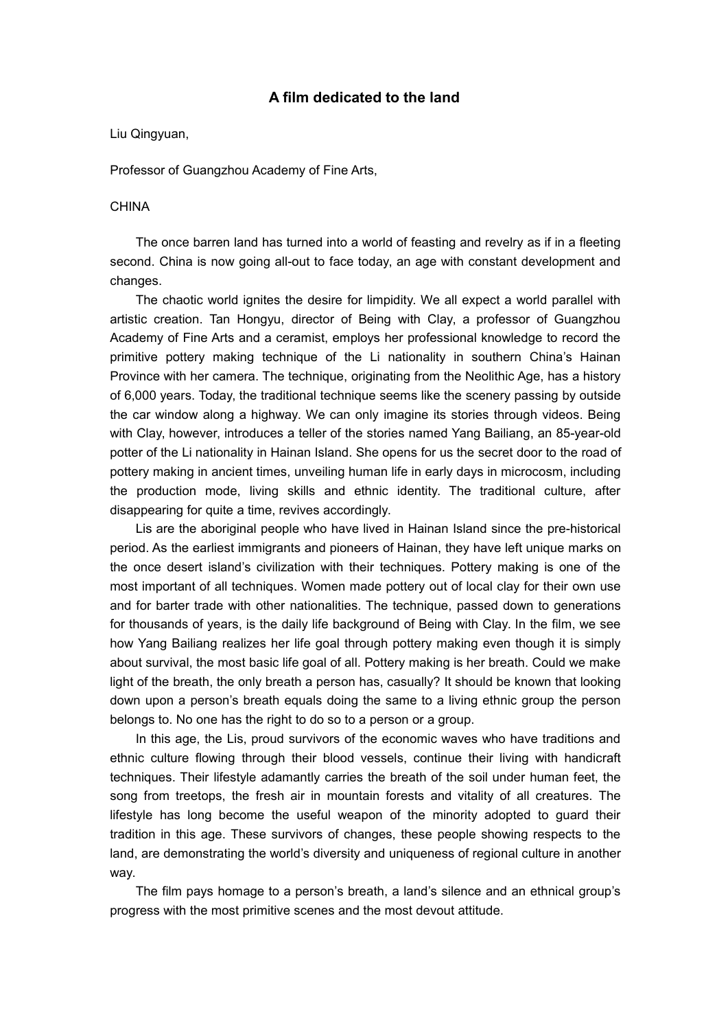# A film dedicated to the land

Liu Qingyuan,

Professor of Guangzhou Academy of Fine Arts,

CHINA

The once barren land has turned into a world of feasting and revelry as if in a fleeting second. China is now going all-out to face today, an age with constant development and changes.

The chaotic world ignites the desire for limpidity. We all expect a world parallel with artistic creation. Tan Hongyu, director of Being with Clay, a professor of Guangzhou Academy of Fine Arts and a ceramist, employs her professional knowledge to record the primitive pottery making technique of the Li nationality in southern China's Hainan Province with her camera. The technique, originating from the Neolithic Age, has a history of 6,000 years. Today, the traditional technique seems like the scenery passing by outside the car window along a highway. We can only imagine its stories through videos. Being with Clay, however, introduces a teller of the stories named Yang Bailiang, an 85-year-old potter of the Li nationality in Hainan Island. She opens for us the secret door to the road of pottery making in ancient times, unveiling human life in early days in microcosm, including the production mode, living skills and ethnic identity. The traditional culture, after disappearing for quite a time, revives accordingly.

Lis are the aboriginal people who have lived in Hainan Island since the pre-historical period. As the earliest immigrants and pioneers of Hainan, they have left unique marks on the once desert island's civilization with their techniques. Pottery making is one of the most important of all techniques. Women made pottery out of local clay for their own use and for barter trade with other nationalities. The technique, passed down to generations for thousands of years, is the daily life background of Being with Clay. In the film, we see how Yang Bailiang realizes her life goal through pottery making even though it is simply about survival, the most basic life goal of all. Pottery making is her breath. Could we make light of the breath, the only breath a person has, casually? It should be known that looking down upon a person's breath equals doing the same to a living ethnic group the person belongs to. No one has the right to do so to a person or a group.

In this age, the Lis, proud survivors of the economic waves who have traditions and ethnic culture flowing through their blood vessels, continue their living with handicraft techniques. Their lifestyle adamantly carries the breath of the soil under human feet, the song from treetops, the fresh air in mountain forests and vitality of all creatures. The lifestyle has long become the useful weapon of the minority adopted to guard their tradition in this age. These survivors of changes, these people showing respects to the land, are demonstrating the world's diversity and uniqueness of regional culture in another way.

The film pays homage to a person's breath, a land's silence and an ethnical group's progress with the most primitive scenes and the most devout attitude.